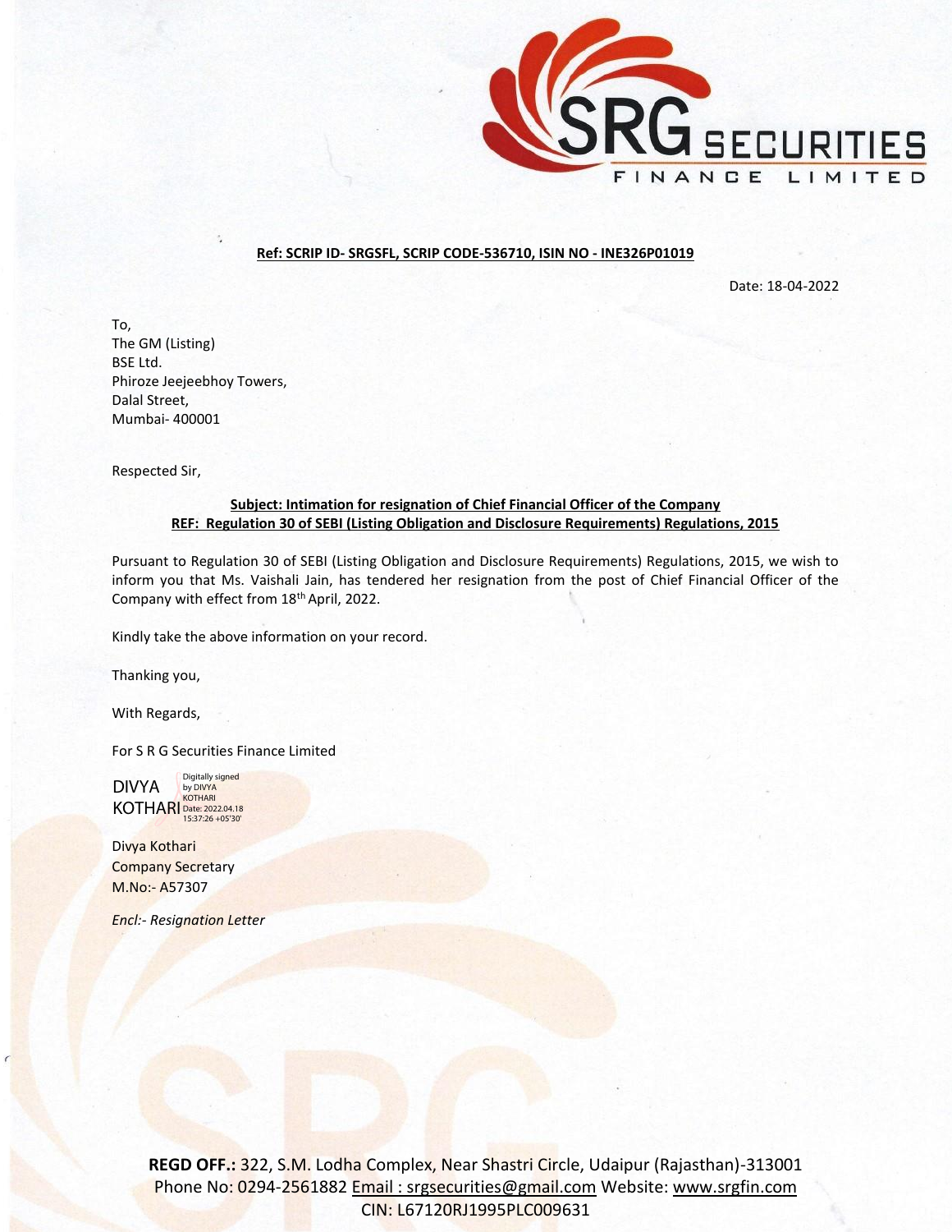SRG SECURITIES FINANCE LIMITED

**Ref: SCRIP ID- SRGSFL, SCRIP CODE-536710, ISIN NO - INE326P01019**

Date: 18-04-2022

To,
The GM (Listing)
BSE Ltd.
Phiroze Jeejeebhoy Towers,
Dalal Street,
Mumbai- 400001

Respected Sir,

**Subject: Intimation for resignation of Chief Financial Officer of the Company**
**REF: Regulation 30 of SEBI (Listing Obligation and Disclosure Requirements) Regulations, 2015**

Pursuant to Regulation 30 of SEBI (Listing Obligation and Disclosure Requirements) Regulations, 2015, we wish to inform you that Ms. Vaishali Jain, has tendered her resignation from the post of Chief Financial Officer of the Company with effect from 18th April, 2022.

Kindly take the above information on your record.

Thanking you,

With Regards,

For S R G Securities Finance Limited

DIVYA KOTHARI Digitally signed by DIVYA KOTHARI Date: 2022.04.18 15:37:26 +05'30'

Divya Kothari
Company Secretary
M.No:- A57307

*Encl:- Resignation Letter*

**REGD OFF.:** 322, S.M. Lodha Complex, Near Shastri Circle, Udaipur (Rajasthan)-313001
Phone No: 0294-2561882 Email : srgsecurities@gmail.com Website: www.srgfin.com
CIN: L67120RJ1995PLC009631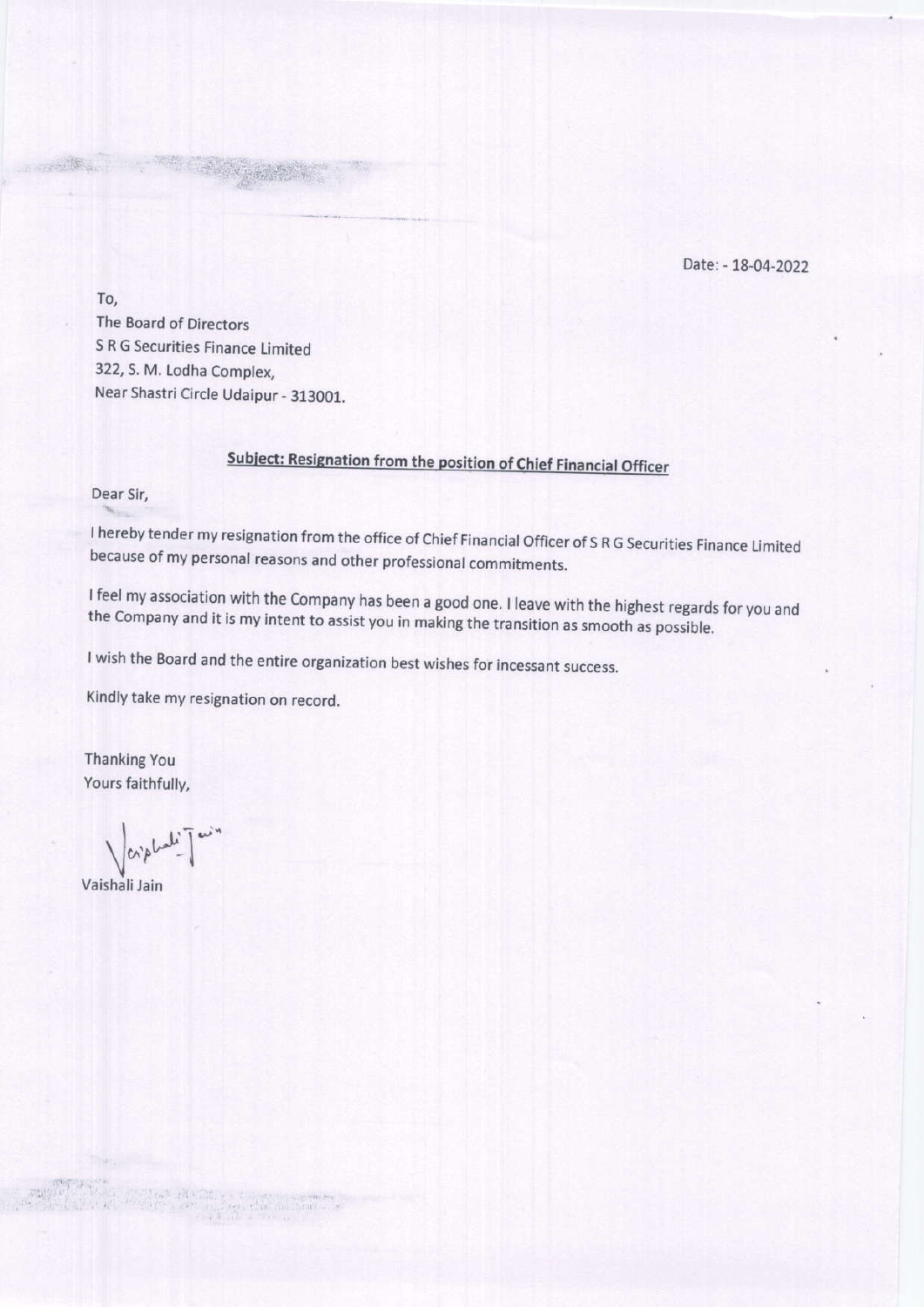Date: - 18-04-2022

To,
The Board of Directors
S R G Securities Finance Limited
322, S. M. Lodha Complex,
Near Shastri Circle Udaipur - 313001.

**Subject: Resignation from the position of Chief Financial Officer**

Dear Sir,

I hereby tender my resignation from the office of Chief Financial Officer of S R G Securities Finance Limited because of my personal reasons and other professional commitments.

I feel my association with the Company has been a good one. I leave with the highest regards for you and the Company and it is my intent to assist you in making the transition as smooth as possible.

I wish the Board and the entire organization best wishes for incessant success.

Kindly take my resignation on record.

Thanking You
Yours faithfully,

Vaishali Jain